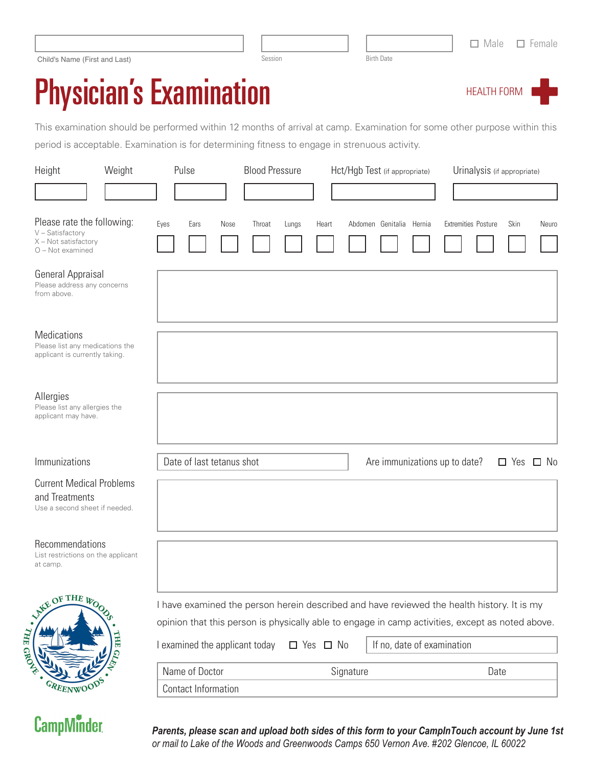Child's Name (First and Last) | Session | Birth Date | ☐ Male ☐ Female

# Physician's Examination

HEALTH FORM

This examination should be performed within 12 months of arrival at camp. Examination for some other purpose within this period is acceptable. Examination is for determining fitness to engage in strenuous activity.

| Height | Weight | Pulse | Blood Pressure | Hct/Hgb Test (if appropriate) | Urinalysis (if appropriate) |
|---|---|---|---|---|---|
| | | | | | |

**Please rate the following:**
V – Satisfactory
X – Not satisfactory
O – Not examined

| Eyes | Ears | Nose | Throat | Lungs | Heart | Abdomen | Genitalia | Hernia | Extremities | Posture | Skin | Neuro |
|---|---|---|---|---|---|---|---|---|---|---|---|---|
| | | | | | | | | | | | | |

**General Appraisal**
Please address any concerns from above.

**Medications**
Please list any medications the applicant is currently taking.

**Allergies**
Please list any allergies the applicant may have.

**Immunizations**
Date of last tetanus shot
Are immunizations up to date? ☐ Yes ☐ No

**Current Medical Problems and Treatments**
Use a second sheet if needed.

**Recommendations**
List restrictions on the applicant at camp.

I have examined the person herein described and have reviewed the health history. It is my opinion that this person is physically able to engage in camp activities, except as noted above.

I examined the applicant today ☐ Yes ☐ No | If no, date of examination

| Name of Doctor | Signature | Date |
|---|---|---|
| Contact Information | | |

LAKE OF THE WOODS • THE GLEN • GREENWOODS • THE GROVE

CampMinder

***Parents, please scan and upload both sides of this form to your CampInTouch account by June 1st** or mail to Lake of the Woods and Greenwoods Camps 650 Vernon Ave. #202 Glencoe, IL 60022*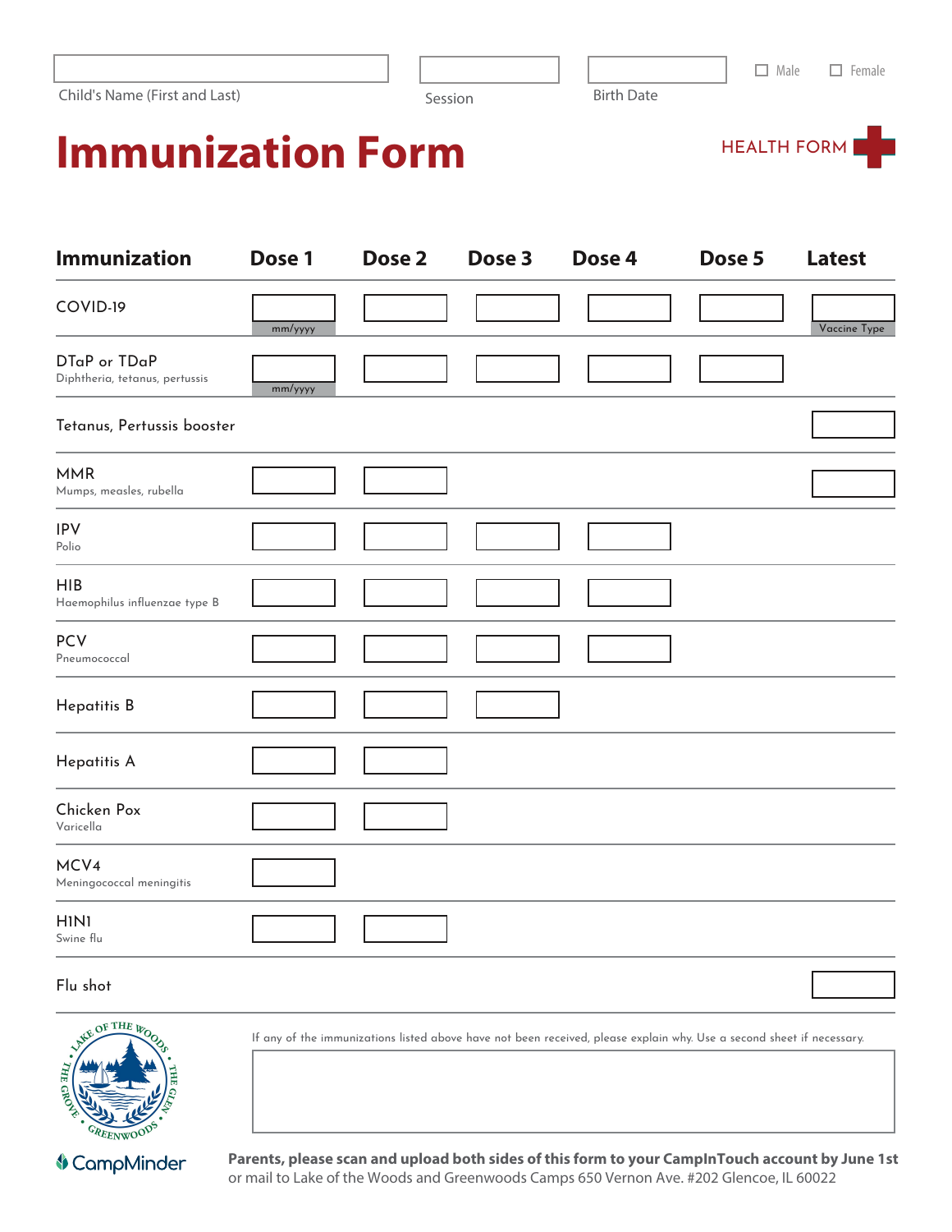Child's Name (First and Last) | Session | Birth Date | ☐ Male ☐ Female

# Immunization Form

HEALTH FORM

| Immunization | Dose 1 | Dose 2 | Dose 3 | Dose 4 | Dose 5 | Latest |
|---|---|---|---|---|---|---|
| COVID-19 | mm/yyyy | | | | | Vaccine Type |
| DTaP or TDaP<br>Diphtheria, tetanus, pertussis | mm/yyyy | | | | | |
| Tetanus, Pertussis booster | | | | | | |
| MMR<br>Mumps, measles, rubella | | | | | | |
| IPV<br>Polio | | | | | | |
| HIB<br>Haemophilus influenzae type B | | | | | | |
| PCV<br>Pneumococcal | | | | | | |
| Hepatitis B | | | | | | |
| Hepatitis A | | | | | | |
| Chicken Pox<br>Varicella | | | | | | |
| MCV4<br>Meningococcal meningitis | | | | | | |
| H1N1<br>Swine flu | | | | | | |
| Flu shot | | | | | | |

LAKE OF THE WOODS • THE GLEN • GREENWOODS • THE GROVE

CampMinder

If any of the immunizations listed above have not been received, please explain why. Use a second sheet if necessary.

**Parents, please scan and upload both sides of this form to your CampInTouch account by June 1st** or mail to Lake of the Woods and Greenwoods Camps 650 Vernon Ave. #202 Glencoe, IL 60022